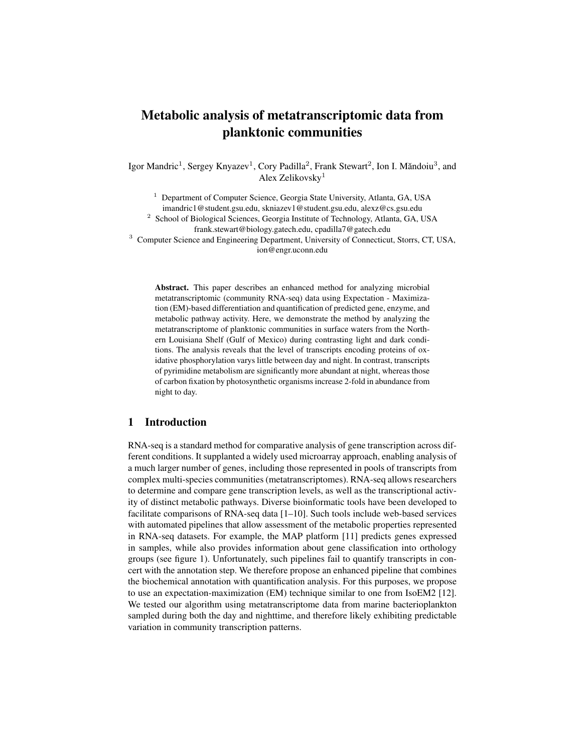# Metabolic analysis of metatranscriptomic data from planktonic communities

Igor Mandric[1], Sergey Knyazev[1], Cory Padilla[2], Frank Stewart[2], Ion I. Măndoiu[3], and Alex Zelikovsky[1]

[1] Department of Computer Science, Georgia State University, Atlanta, GA, USA
imandric1@student.gsu.edu, skniazev1@student.gsu.edu, alexz@cs.gsu.edu

[2] School of Biological Sciences, Georgia Institute of Technology, Atlanta, GA, USA
frank.stewart@biology.gatech.edu, cpadilla7@gatech.edu

[3] Computer Science and Engineering Department, University of Connecticut, Storrs, CT, USA,
ion@engr.uconn.edu

**Abstract.** This paper describes an enhanced method for analyzing microbial metatranscriptomic (community RNA-seq) data using Expectation - Maximization (EM)-based differentiation and quantification of predicted gene, enzyme, and metabolic pathway activity. Here, we demonstrate the method by analyzing the metatranscriptome of planktonic communities in surface waters from the Northern Louisiana Shelf (Gulf of Mexico) during contrasting light and dark conditions. The analysis reveals that the level of transcripts encoding proteins of oxidative phosphorylation varys little between day and night. In contrast, transcripts of pyrimidine metabolism are significantly more abundant at night, whereas those of carbon fixation by photosynthetic organisms increase 2-fold in abundance from night to day.

## 1 Introduction

RNA-seq is a standard method for comparative analysis of gene transcription across different conditions. It supplanted a widely used microarray approach, enabling analysis of a much larger number of genes, including those represented in pools of transcripts from complex multi-species communities (metatranscriptomes). RNA-seq allows researchers to determine and compare gene transcription levels, as well as the transcriptional activity of distinct metabolic pathways. Diverse bioinformatic tools have been developed to facilitate comparisons of RNA-seq data [1–10]. Such tools include web-based services with automated pipelines that allow assessment of the metabolic properties represented in RNA-seq datasets. For example, the MAP platform [11] predicts genes expressed in samples, while also provides information about gene classification into orthology groups (see figure 1). Unfortunately, such pipelines fail to quantify transcripts in concert with the annotation step. We therefore propose an enhanced pipeline that combines the biochemical annotation with quantification analysis. For this purposes, we propose to use an expectation-maximization (EM) technique similar to one from IsoEM2 [12]. We tested our algorithm using metatranscriptome data from marine bacterioplankton sampled during both the day and nighttime, and therefore likely exhibiting predictable variation in community transcription patterns.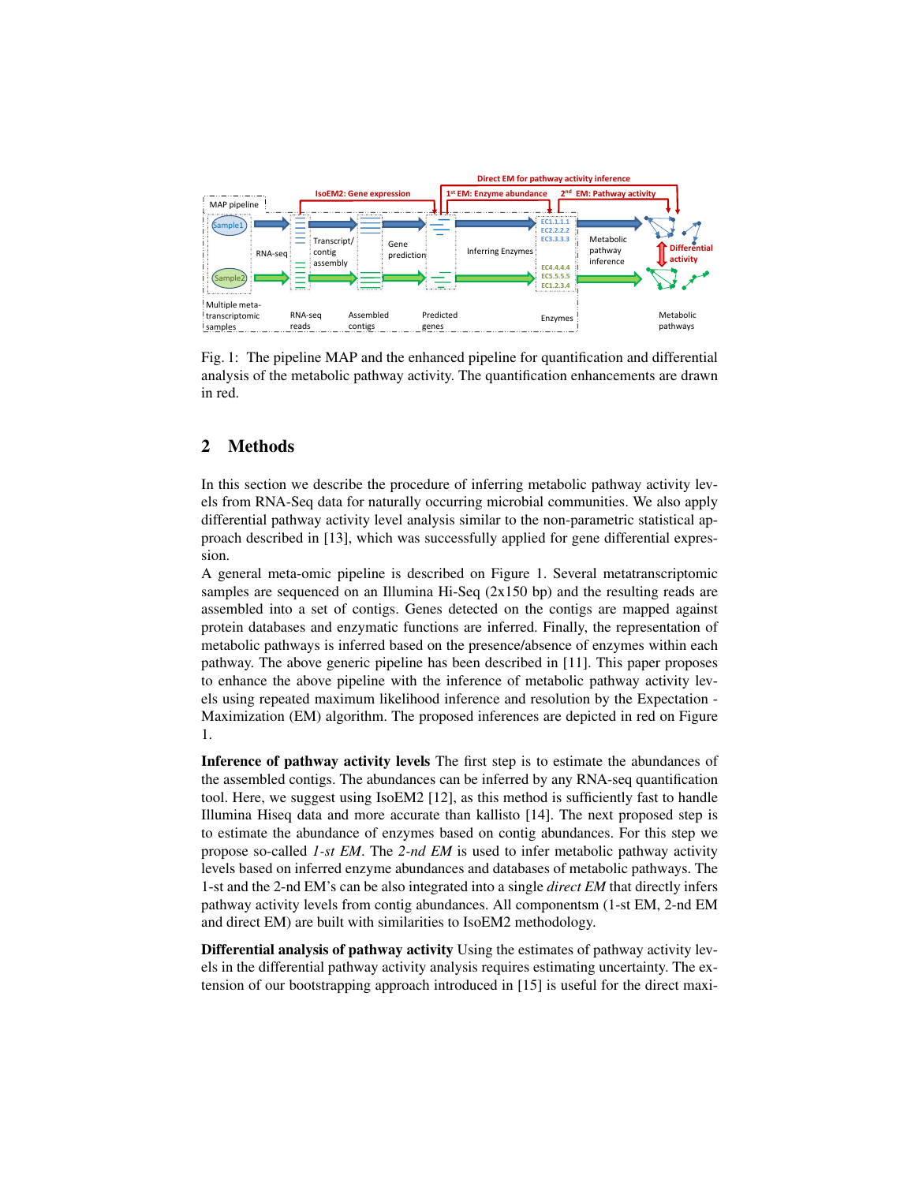Fig. 1: The pipeline MAP and the enhanced pipeline for quantification and differential analysis of the metabolic pathway activity. The quantification enhancements are drawn in red.

## 2 Methods

In this section we describe the procedure of inferring metabolic pathway activity levels from RNA-Seq data for naturally occurring microbial communities. We also apply differential pathway activity level analysis similar to the non-parametric statistical approach described in [13], which was successfully applied for gene differential expression.

A general meta-omic pipeline is described on Figure 1. Several metatranscriptomic samples are sequenced on an Illumina Hi-Seq (2x150 bp) and the resulting reads are assembled into a set of contigs. Genes detected on the contigs are mapped against protein databases and enzymatic functions are inferred. Finally, the representation of metabolic pathways is inferred based on the presence/absence of enzymes within each pathway. The above generic pipeline has been described in [11]. This paper proposes to enhance the above pipeline with the inference of metabolic pathway activity levels using repeated maximum likelihood inference and resolution by the Expectation - Maximization (EM) algorithm. The proposed inferences are depicted in red on Figure 1.

**Inference of pathway activity levels** The first step is to estimate the abundances of the assembled contigs. The abundances can be inferred by any RNA-seq quantification tool. Here, we suggest using IsoEM2 [12], as this method is sufficiently fast to handle Illumina Hiseq data and more accurate than kallisto [14]. The next proposed step is to estimate the abundance of enzymes based on contig abundances. For this step we propose so-called *1-st EM*. The *2-nd EM* is used to infer metabolic pathway activity levels based on inferred enzyme abundances and databases of metabolic pathways. The 1-st and the 2-nd EM's can be also integrated into a single *direct EM* that directly infers pathway activity levels from contig abundances. All componentsm (1-st EM, 2-nd EM and direct EM) are built with similarities to IsoEM2 methodology.

**Differential analysis of pathway activity** Using the estimates of pathway activity levels in the differential pathway activity analysis requires estimating uncertainty. The extension of our bootstrapping approach introduced in [15] is useful for the direct maxi-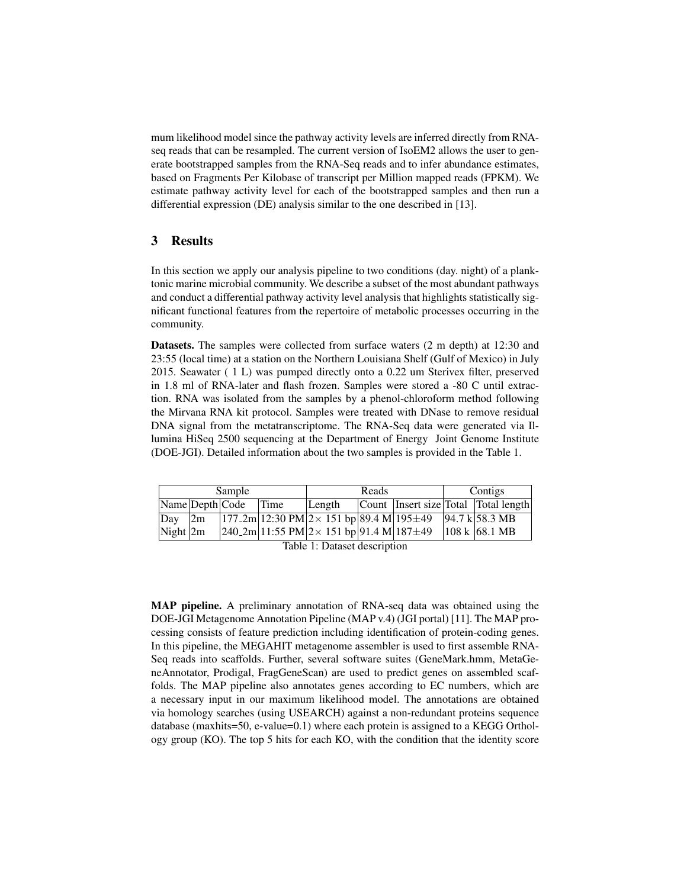mum likelihood model since the pathway activity levels are inferred directly from RNA-seq reads that can be resampled. The current version of IsoEM2 allows the user to generate bootstrapped samples from the RNA-Seq reads and to infer abundance estimates, based on Fragments Per Kilobase of transcript per Million mapped reads (FPKM). We estimate pathway activity level for each of the bootstrapped samples and then run a differential expression (DE) analysis similar to the one described in [13].

## 3 Results

In this section we apply our analysis pipeline to two conditions (day. night) of a planktonic marine microbial community. We describe a subset of the most abundant pathways and conduct a differential pathway activity level analysis that highlights statistically significant functional features from the repertoire of metabolic processes occurring in the community.

**Datasets.** The samples were collected from surface waters (2 m depth) at 12:30 and 23:55 (local time) at a station on the Northern Louisiana Shelf (Gulf of Mexico) in July 2015. Seawater ( 1 L) was pumped directly onto a 0.22 um Sterivex filter, preserved in 1.8 ml of RNA-later and flash frozen. Samples were stored a -80 C until extraction. RNA was isolated from the samples by a phenol-chloroform method following the Mirvana RNA kit protocol. Samples were treated with DNase to remove residual DNA signal from the metatranscriptome. The RNA-Seq data were generated via Illumina HiSeq 2500 sequencing at the Department of Energy Joint Genome Institute (DOE-JGI). Detailed information about the two samples is provided in the Table 1.

| Sample | | | | Reads | | | Contigs | |
|---|---|---|---|---|---|---|---|---|
| Name | Depth | Code | Time | Length | Count | Insert size | Total | Total length |
| Day | 2m | 177_2m | 12:30 PM | $2\times$ 151 bp | 89.4 M | $195\pm49$ | 94.7 k | 58.3 MB |
| Night | 2m | 240_2m | 11:55 PM | $2\times$ 151 bp | 91.4 M | $187\pm49$ | 108 k | 68.1 MB |

Table 1: Dataset description

**MAP pipeline.** A preliminary annotation of RNA-seq data was obtained using the DOE-JGI Metagenome Annotation Pipeline (MAP v.4) (JGI portal) [11]. The MAP processing consists of feature prediction including identification of protein-coding genes. In this pipeline, the MEGAHIT metagenome assembler is used to first assemble RNA-Seq reads into scaffolds. Further, several software suites (GeneMark.hmm, MetaGeneAnnotator, Prodigal, FragGeneScan) are used to predict genes on assembled scaffolds. The MAP pipeline also annotates genes according to EC numbers, which are a necessary input in our maximum likelihood model. The annotations are obtained via homology searches (using USEARCH) against a non-redundant proteins sequence database (maxhits=50, e-value=0.1) where each protein is assigned to a KEGG Orthology group (KO). The top 5 hits for each KO, with the condition that the identity score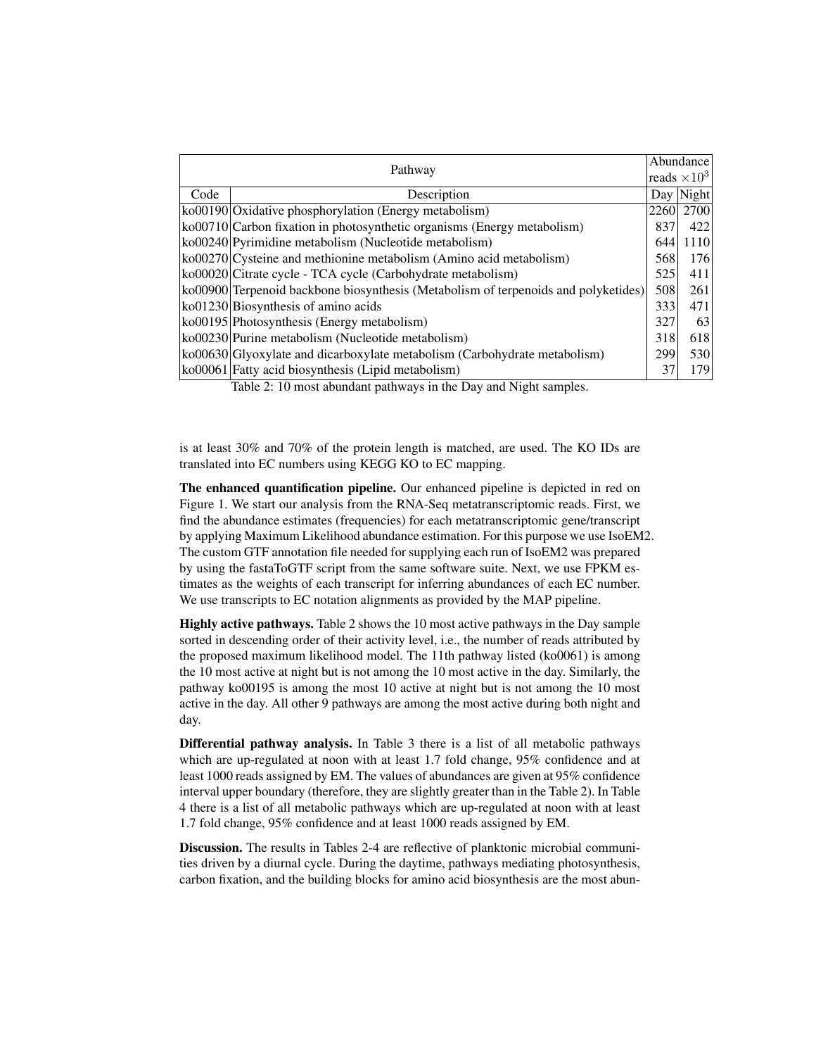| Pathway | | Abundance reads $\times 10^3$ | |
|---|---|---|---|
| Code | Description | Day | Night |
| ko00190 | Oxidative phosphorylation (Energy metabolism) | 2260 | 2700 |
| ko00710 | Carbon fixation in photosynthetic organisms (Energy metabolism) | 837 | 422 |
| ko00240 | Pyrimidine metabolism (Nucleotide metabolism) | 644 | 1110 |
| ko00270 | Cysteine and methionine metabolism (Amino acid metabolism) | 568 | 176 |
| ko00020 | Citrate cycle - TCA cycle (Carbohydrate metabolism) | 525 | 411 |
| ko00900 | Terpenoid backbone biosynthesis (Metabolism of terpenoids and polyketides) | 508 | 261 |
| ko01230 | Biosynthesis of amino acids | 333 | 471 |
| ko00195 | Photosynthesis (Energy metabolism) | 327 | 63 |
| ko00230 | Purine metabolism (Nucleotide metabolism) | 318 | 618 |
| ko00630 | Glyoxylate and dicarboxylate metabolism (Carbohydrate metabolism) | 299 | 530 |
| ko00061 | Fatty acid biosynthesis (Lipid metabolism) | 37 | 179 |

Table 2: 10 most abundant pathways in the Day and Night samples.

is at least 30% and 70% of the protein length is matched, are used. The KO IDs are translated into EC numbers using KEGG KO to EC mapping.

**The enhanced quantification pipeline.** Our enhanced pipeline is depicted in red on Figure 1. We start our analysis from the RNA-Seq metatranscriptomic reads. First, we find the abundance estimates (frequencies) for each metatranscriptomic gene/transcript by applying Maximum Likelihood abundance estimation. For this purpose we use IsoEM2. The custom GTF annotation file needed for supplying each run of IsoEM2 was prepared by using the fastaToGTF script from the same software suite. Next, we use FPKM estimates as the weights of each transcript for inferring abundances of each EC number. We use transcripts to EC notation alignments as provided by the MAP pipeline.

**Highly active pathways.** Table 2 shows the 10 most active pathways in the Day sample sorted in descending order of their activity level, i.e., the number of reads attributed by the proposed maximum likelihood model. The 11th pathway listed (ko0061) is among the 10 most active at night but is not among the 10 most active in the day. Similarly, the pathway ko00195 is among the most 10 active at night but is not among the 10 most active in the day. All other 9 pathways are among the most active during both night and day.

**Differential pathway analysis.** In Table 3 there is a list of all metabolic pathways which are up-regulated at noon with at least 1.7 fold change, 95% confidence and at least 1000 reads assigned by EM. The values of abundances are given at 95% confidence interval upper boundary (therefore, they are slightly greater than in the Table 2). In Table 4 there is a list of all metabolic pathways which are up-regulated at noon with at least 1.7 fold change, 95% confidence and at least 1000 reads assigned by EM.

**Discussion.** The results in Tables 2-4 are reflective of planktonic microbial communities driven by a diurnal cycle. During the daytime, pathways mediating photosynthesis, carbon fixation, and the building blocks for amino acid biosynthesis are the most abun-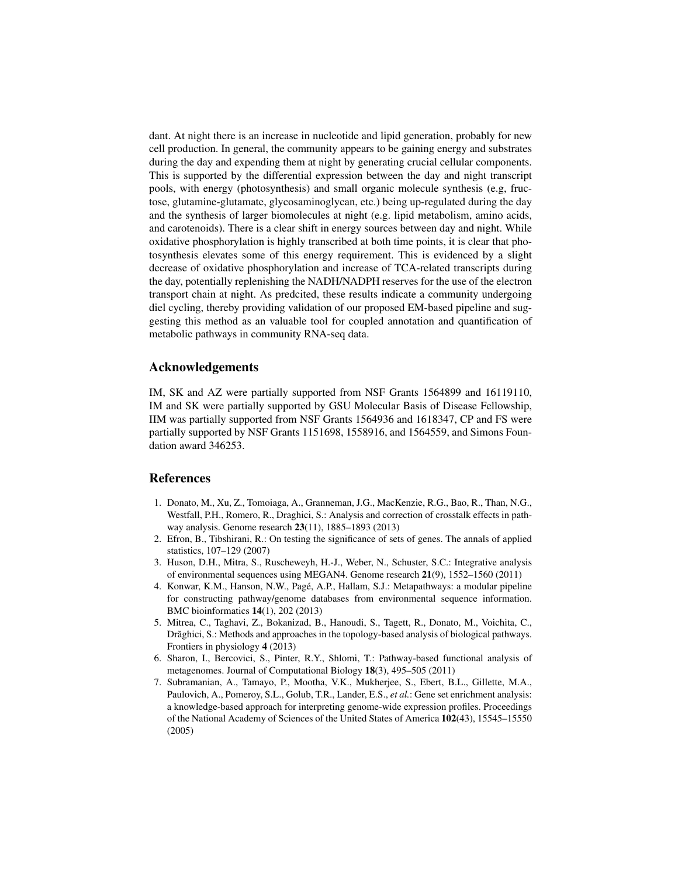dant. At night there is an increase in nucleotide and lipid generation, probably for new cell production. In general, the community appears to be gaining energy and substrates during the day and expending them at night by generating crucial cellular components. This is supported by the differential expression between the day and night transcript pools, with energy (photosynthesis) and small organic molecule synthesis (e.g, fructose, glutamine-glutamate, glycosaminoglycan, etc.) being up-regulated during the day and the synthesis of larger biomolecules at night (e.g. lipid metabolism, amino acids, and carotenoids). There is a clear shift in energy sources between day and night. While oxidative phosphorylation is highly transcribed at both time points, it is clear that photosynthesis elevates some of this energy requirement. This is evidenced by a slight decrease of oxidative phosphorylation and increase of TCA-related transcripts during the day, potentially replenishing the NADH/NADPH reserves for the use of the electron transport chain at night. As predcited, these results indicate a community undergoing diel cycling, thereby providing validation of our proposed EM-based pipeline and suggesting this method as an valuable tool for coupled annotation and quantification of metabolic pathways in community RNA-seq data.

## Acknowledgements

IM, SK and AZ were partially supported from NSF Grants 1564899 and 16119110, IM and SK were partially supported by GSU Molecular Basis of Disease Fellowship, IIM was partially supported from NSF Grants 1564936 and 1618347, CP and FS were partially supported by NSF Grants 1151698, 1558916, and 1564559, and Simons Foundation award 346253.

## References

1. Donato, M., Xu, Z., Tomoiaga, A., Granneman, J.G., MacKenzie, R.G., Bao, R., Than, N.G., Westfall, P.H., Romero, R., Draghici, S.: Analysis and correction of crosstalk effects in pathway analysis. Genome research **23**(11), 1885–1893 (2013)
2. Efron, B., Tibshirani, R.: On testing the significance of sets of genes. The annals of applied statistics, 107–129 (2007)
3. Huson, D.H., Mitra, S., Ruscheweyh, H.-J., Weber, N., Schuster, S.C.: Integrative analysis of environmental sequences using MEGAN4. Genome research **21**(9), 1552–1560 (2011)
4. Konwar, K.M., Hanson, N.W., Pagé, A.P., Hallam, S.J.: Metapathways: a modular pipeline for constructing pathway/genome databases from environmental sequence information. BMC bioinformatics **14**(1), 202 (2013)
5. Mitrea, C., Taghavi, Z., Bokanizad, B., Hanoudi, S., Tagett, R., Donato, M., Voichita, C., Drăghici, S.: Methods and approaches in the topology-based analysis of biological pathways. Frontiers in physiology **4** (2013)
6. Sharon, I., Bercovici, S., Pinter, R.Y., Shlomi, T.: Pathway-based functional analysis of metagenomes. Journal of Computational Biology **18**(3), 495–505 (2011)
7. Subramanian, A., Tamayo, P., Mootha, V.K., Mukherjee, S., Ebert, B.L., Gillette, M.A., Paulovich, A., Pomeroy, S.L., Golub, T.R., Lander, E.S., *et al.*: Gene set enrichment analysis: a knowledge-based approach for interpreting genome-wide expression profiles. Proceedings of the National Academy of Sciences of the United States of America **102**(43), 15545–15550 (2005)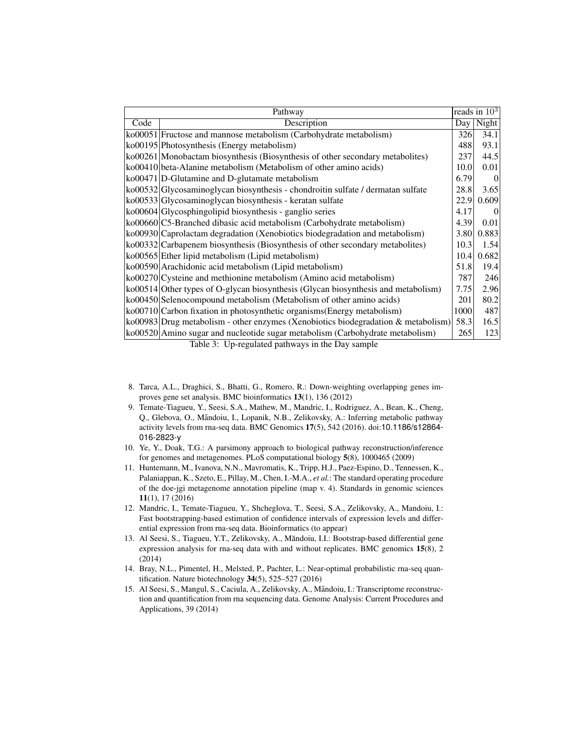| Pathway | | reads in $10^3$ | |
|---|---|---|---|
| Code | Description | Day | Night |
| ko00051 | Fructose and mannose metabolism (Carbohydrate metabolism) | 326 | 34.1 |
| ko00195 | Photosynthesis (Energy metabolism) | 488 | 93.1 |
| ko00261 | Monobactam biosynthesis (Biosynthesis of other secondary metabolites) | 237 | 44.5 |
| ko00410 | beta-Alanine metabolism (Metabolism of other amino acids) | 10.0 | 0.01 |
| ko00471 | D-Glutamine and D-glutamate metabolism | 6.79 | 0 |
| ko00532 | Glycosaminoglycan biosynthesis - chondroitin sulfate / dermatan sulfate | 28.8 | 3.65 |
| ko00533 | Glycosaminoglycan biosynthesis - keratan sulfate | 22.9 | 0.609 |
| ko00604 | Glycosphingolipid biosynthesis - ganglio series | 4.17 | 0 |
| ko00660 | C5-Branched dibasic acid metabolism (Carbohydrate metabolism) | 4.39 | 0.01 |
| ko00930 | Caprolactam degradation (Xenobiotics biodegradation and metabolism) | 3.80 | 0.883 |
| ko00332 | Carbapenem biosynthesis (Biosynthesis of other secondary metabolites) | 10.3 | 1.54 |
| ko00565 | Ether lipid metabolism (Lipid metabolism) | 10.4 | 0.682 |
| ko00590 | Arachidonic acid metabolism (Lipid metabolism) | 51.8 | 19.4 |
| ko00270 | Cysteine and methionine metabolism (Amino acid metabolism) | 787 | 246 |
| ko00514 | Other types of O-glycan biosynthesis (Glycan biosynthesis and metabolism) | 7.75 | 2.96 |
| ko00450 | Selenocompound metabolism (Metabolism of other amino acids) | 201 | 80.2 |
| ko00710 | Carbon fixation in photosynthetic organisms(Energy metabolism) | 1000 | 487 |
| ko00983 | Drug metabolism - other enzymes (Xenobiotics biodegradation & metabolism) | 58.3 | 16.5 |
| ko00520 | Amino sugar and nucleotide sugar metabolism (Carbohydrate metabolism) | 265 | 123 |

Table 3: Up-regulated pathways in the Day sample

8. Tarca, A.L., Draghici, S., Bhatti, G., Romero, R.: Down-weighting overlapping genes improves gene set analysis. BMC bioinformatics **13**(1), 136 (2012)
9. Temate-Tiagueu, Y., Seesi, S.A., Mathew, M., Mandric, I., Rodriguez, A., Bean, K., Cheng, Q., Glebova, O., Măndoiu, I., Lopanik, N.B., Zelikovsky, A.: Inferring metabolic pathway activity levels from rna-seq data. BMC Genomics **17**(5), 542 (2016). doi:10.1186/s12864-016-2823-y
10. Ye, Y., Doak, T.G.: A parsimony approach to biological pathway reconstruction/inference for genomes and metagenomes. PLoS computational biology **5**(8), 1000465 (2009)
11. Huntemann, M., Ivanova, N.N., Mavromatis, K., Tripp, H.J., Paez-Espino, D., Tennessen, K., Palaniappan, K., Szeto, E., Pillay, M., Chen, I.-M.A., *et al.*: The standard operating procedure of the doe-jgi metagenome annotation pipeline (map v. 4). Standards in genomic sciences **11**(1), 17 (2016)
12. Mandric, I., Temate-Tiagueu, Y., Shcheglova, T., Seesi, S.A., Zelikovsky, A., Mandoiu, I.: Fast bootstrapping-based estimation of confidence intervals of expression levels and differential expression from rna-seq data. Bioinformatics (to appear)
13. Al Seesi, S., Tiagueu, Y.T., Zelikovsky, A., Măndoiu, I.I.: Bootstrap-based differential gene expression analysis for rna-seq data with and without replicates. BMC genomics **15**(8), 2 (2014)
14. Bray, N.L., Pimentel, H., Melsted, P., Pachter, L.: Near-optimal probabilistic rna-seq quantification. Nature biotechnology **34**(5), 525–527 (2016)
15. Al Seesi, S., Mangul, S., Caciula, A., Zelikovsky, A., Măndoiu, I.: Transcriptome reconstruction and quantification from rna sequencing data. Genome Analysis: Current Procedures and Applications, 39 (2014)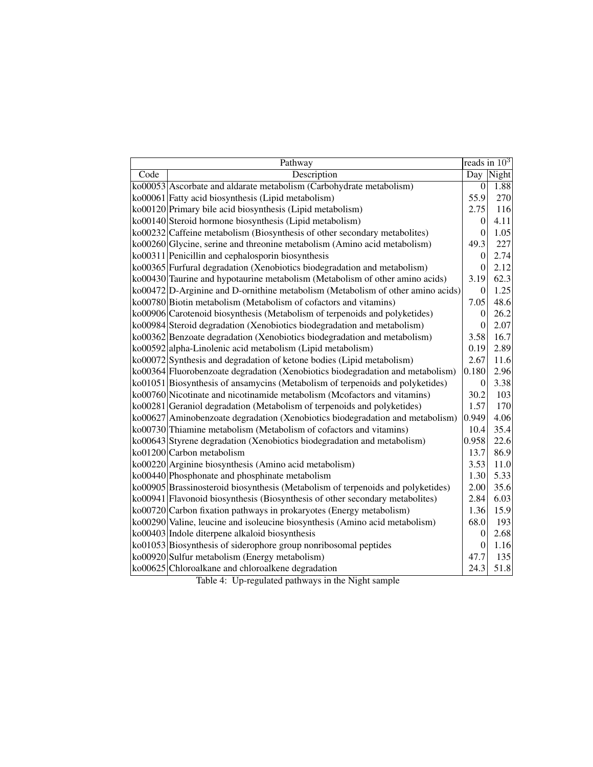| Pathway | | reads in $10^3$ | |
|---|---|---|---|
| Code | Description | Day | Night |
| ko00053 | Ascorbate and aldarate metabolism (Carbohydrate metabolism) | 0 | 1.88 |
| ko00061 | Fatty acid biosynthesis (Lipid metabolism) | 55.9 | 270 |
| ko00120 | Primary bile acid biosynthesis (Lipid metabolism) | 2.75 | 116 |
| ko00140 | Steroid hormone biosynthesis (Lipid metabolism) | 0 | 4.11 |
| ko00232 | Caffeine metabolism (Biosynthesis of other secondary metabolites) | 0 | 1.05 |
| ko00260 | Glycine, serine and threonine metabolism (Amino acid metabolism) | 49.3 | 227 |
| ko00311 | Penicillin and cephalosporin biosynthesis | 0 | 2.74 |
| ko00365 | Furfural degradation (Xenobiotics biodegradation and metabolism) | 0 | 2.12 |
| ko00430 | Taurine and hypotaurine metabolism (Metabolism of other amino acids) | 3.19 | 62.3 |
| ko00472 | D-Arginine and D-ornithine metabolism (Metabolism of other amino acids) | 0 | 1.25 |
| ko00780 | Biotin metabolism (Metabolism of cofactors and vitamins) | 7.05 | 48.6 |
| ko00906 | Carotenoid biosynthesis (Metabolism of terpenoids and polyketides) | 0 | 26.2 |
| ko00984 | Steroid degradation (Xenobiotics biodegradation and metabolism) | 0 | 2.07 |
| ko00362 | Benzoate degradation (Xenobiotics biodegradation and metabolism) | 3.58 | 16.7 |
| ko00592 | alpha-Linolenic acid metabolism (Lipid metabolism) | 0.19 | 2.89 |
| ko00072 | Synthesis and degradation of ketone bodies (Lipid metabolism) | 2.67 | 11.6 |
| ko00364 | Fluorobenzoate degradation (Xenobiotics biodegradation and metabolism) | 0.180 | 2.96 |
| ko01051 | Biosynthesis of ansamycins (Metabolism of terpenoids and polyketides) | 0 | 3.38 |
| ko00760 | Nicotinate and nicotinamide metabolism (Mcofactors and vitamins) | 30.2 | 103 |
| ko00281 | Geraniol degradation (Metabolism of terpenoids and polyketides) | 1.57 | 170 |
| ko00627 | Aminobenzoate degradation (Xenobiotics biodegradation and metabolism) | 0.949 | 4.06 |
| ko00730 | Thiamine metabolism (Metabolism of cofactors and vitamins) | 10.4 | 35.4 |
| ko00643 | Styrene degradation (Xenobiotics biodegradation and metabolism) | 0.958 | 22.6 |
| ko01200 | Carbon metabolism | 13.7 | 86.9 |
| ko00220 | Arginine biosynthesis (Amino acid metabolism) | 3.53 | 11.0 |
| ko00440 | Phosphonate and phosphinate metabolism | 1.30 | 5.33 |
| ko00905 | Brassinosteroid biosynthesis (Metabolism of terpenoids and polyketides) | 2.00 | 35.6 |
| ko00941 | Flavonoid biosynthesis (Biosynthesis of other secondary metabolites) | 2.84 | 6.03 |
| ko00720 | Carbon fixation pathways in prokaryotes (Energy metabolism) | 1.36 | 15.9 |
| ko00290 | Valine, leucine and isoleucine biosynthesis (Amino acid metabolism) | 68.0 | 193 |
| ko00403 | Indole diterpene alkaloid biosynthesis | 0 | 2.68 |
| ko01053 | Biosynthesis of siderophore group nonribosomal peptides | 0 | 1.16 |
| ko00920 | Sulfur metabolism (Energy metabolism) | 47.7 | 135 |
| ko00625 | Chloroalkane and chloroalkene degradation | 24.3 | 51.8 |

Table 4: Up-regulated pathways in the Night sample